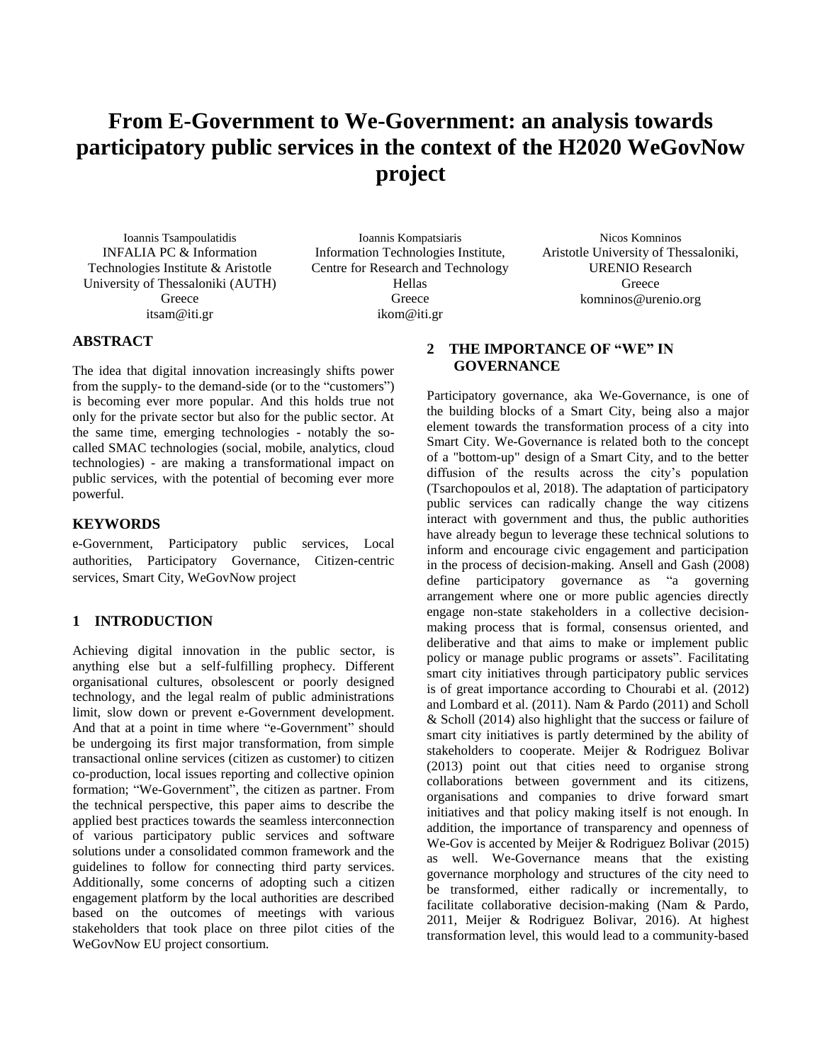# From E-Government to We-Government: an analysis towards participatory public services in the context of the H2020 WeGovNow project

Ioannis Tsampoulatidis
INFALIA PC & Information Technologies Institute & Aristotle University of Thessaloniki (AUTH)
Greece
itsam@iti.gr

Ioannis Kompatsiaris
Information Technologies Institute, Centre for Research and Technology Hellas
Greece
ikom@iti.gr

Nicos Komninos
Aristotle University of Thessaloniki, URENIO Research
Greece
komninos@urenio.org

## ABSTRACT

The idea that digital innovation increasingly shifts power from the supply- to the demand-side (or to the "customers") is becoming ever more popular. And this holds true not only for the private sector but also for the public sector. At the same time, emerging technologies - notably the so-called SMAC technologies (social, mobile, analytics, cloud technologies) - are making a transformational impact on public services, with the potential of becoming ever more powerful.

## KEYWORDS

e-Government, Participatory public services, Local authorities, Participatory Governance, Citizen-centric services, Smart City, WeGovNow project

## 1 INTRODUCTION

Achieving digital innovation in the public sector, is anything else but a self-fulfilling prophecy. Different organisational cultures, obsolescent or poorly designed technology, and the legal realm of public administrations limit, slow down or prevent e-Government development. And that at a point in time where "e-Government" should be undergoing its first major transformation, from simple transactional online services (citizen as customer) to citizen co-production, local issues reporting and collective opinion formation; "We-Government", the citizen as partner. From the technical perspective, this paper aims to describe the applied best practices towards the seamless interconnection of various participatory public services and software solutions under a consolidated common framework and the guidelines to follow for connecting third party services. Additionally, some concerns of adopting such a citizen engagement platform by the local authorities are described based on the outcomes of meetings with various stakeholders that took place on three pilot cities of the WeGovNow EU project consortium.

## 2 THE IMPORTANCE OF "WE" IN GOVERNANCE

Participatory governance, aka We-Governance, is one of the building blocks of a Smart City, being also a major element towards the transformation process of a city into Smart City. We-Governance is related both to the concept of a "bottom-up" design of a Smart City, and to the better diffusion of the results across the city's population (Tsarchopoulos et al, 2018). The adaptation of participatory public services can radically change the way citizens interact with government and thus, the public authorities have already begun to leverage these technical solutions to inform and encourage civic engagement and participation in the process of decision-making. Ansell and Gash (2008) define participatory governance as "a governing arrangement where one or more public agencies directly engage non-state stakeholders in a collective decision-making process that is formal, consensus oriented, and deliberative and that aims to make or implement public policy or manage public programs or assets". Facilitating smart city initiatives through participatory public services is of great importance according to Chourabi et al. (2012) and Lombard et al. (2011). Nam & Pardo (2011) and Scholl & Scholl (2014) also highlight that the success or failure of smart city initiatives is partly determined by the ability of stakeholders to cooperate. Meijer & Rodriguez Bolivar (2013) point out that cities need to organise strong collaborations between government and its citizens, organisations and companies to drive forward smart initiatives and that policy making itself is not enough. In addition, the importance of transparency and openness of We-Gov is accented by Meijer & Rodriguez Bolivar (2015) as well. We-Governance means that the existing governance morphology and structures of the city need to be transformed, either radically or incrementally, to facilitate collaborative decision-making (Nam & Pardo, 2011, Meijer & Rodriguez Bolivar, 2016). At highest transformation level, this would lead to a community-based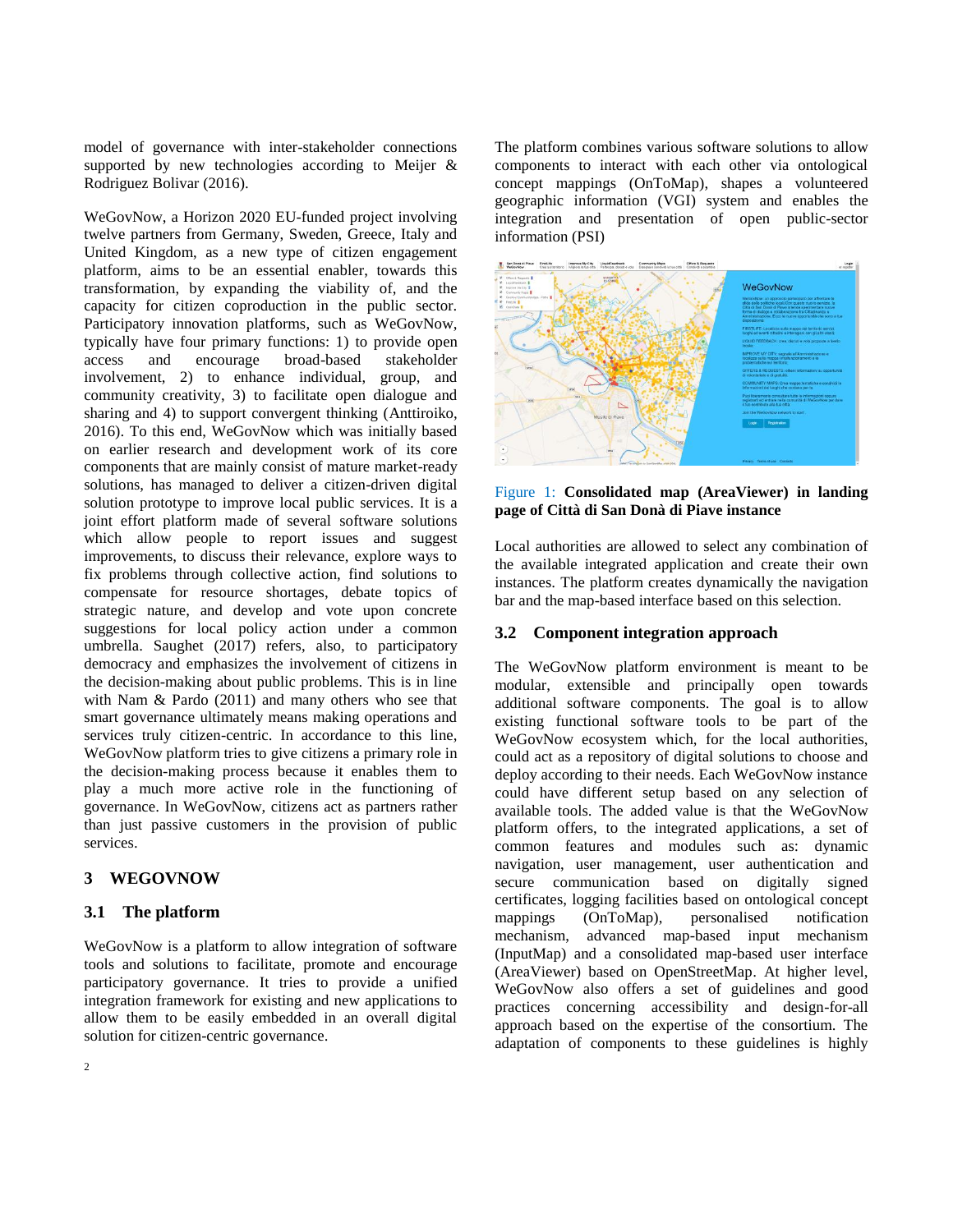model of governance with inter-stakeholder connections supported by new technologies according to Meijer & Rodriguez Bolivar (2016).

WeGovNow, a Horizon 2020 EU-funded project involving twelve partners from Germany, Sweden, Greece, Italy and United Kingdom, as a new type of citizen engagement platform, aims to be an essential enabler, towards this transformation, by expanding the viability of, and the capacity for citizen coproduction in the public sector. Participatory innovation platforms, such as WeGovNow, typically have four primary functions: 1) to provide open access and encourage broad-based stakeholder involvement, 2) to enhance individual, group, and community creativity, 3) to facilitate open dialogue and sharing and 4) to support convergent thinking (Anttiroiko, 2016). To this end, WeGovNow which was initially based on earlier research and development work of its core components that are mainly consist of mature market-ready solutions, has managed to deliver a citizen-driven digital solution prototype to improve local public services. It is a joint effort platform made of several software solutions which allow people to report issues and suggest improvements, to discuss their relevance, explore ways to fix problems through collective action, find solutions to compensate for resource shortages, debate topics of strategic nature, and develop and vote upon concrete suggestions for local policy action under a common umbrella. Saughet (2017) refers, also, to participatory democracy and emphasizes the involvement of citizens in the decision-making about public problems. This is in line with Nam & Pardo (2011) and many others who see that smart governance ultimately means making operations and services truly citizen-centric. In accordance to this line, WeGovNow platform tries to give citizens a primary role in the decision-making process because it enables them to play a much more active role in the functioning of governance. In WeGovNow, citizens act as partners rather than just passive customers in the provision of public services.

## 3 WEGOVNOW

### 3.1 The platform

WeGovNow is a platform to allow integration of software tools and solutions to facilitate, promote and encourage participatory governance. It tries to provide a unified integration framework for existing and new applications to allow them to be easily embedded in an overall digital solution for citizen-centric governance.

The platform combines various software solutions to allow components to interact with each other via ontological concept mappings (OnToMap), shapes a volunteered geographic information (VGI) system and enables the integration and presentation of open public-sector information (PSI)

Figure 1: **Consolidated map (AreaViewer) in landing page of Città di San Donà di Piave instance**

Local authorities are allowed to select any combination of the available integrated application and create their own instances. The platform creates dynamically the navigation bar and the map-based interface based on this selection.

### 3.2 Component integration approach

The WeGovNow platform environment is meant to be modular, extensible and principally open towards additional software components. The goal is to allow existing functional software tools to be part of the WeGovNow ecosystem which, for the local authorities, could act as a repository of digital solutions to choose and deploy according to their needs. Each WeGovNow instance could have different setup based on any selection of available tools. The added value is that the WeGovNow platform offers, to the integrated applications, a set of common features and modules such as: dynamic navigation, user management, user authentication and secure communication based on digitally signed certificates, logging facilities based on ontological concept mappings (OnToMap), personalised notification mechanism, advanced map-based input mechanism (InputMap) and a consolidated map-based user interface (AreaViewer) based on OpenStreetMap. At higher level, WeGovNow also offers a set of guidelines and good practices concerning accessibility and design-for-all approach based on the expertise of the consortium. The adaptation of components to these guidelines is highly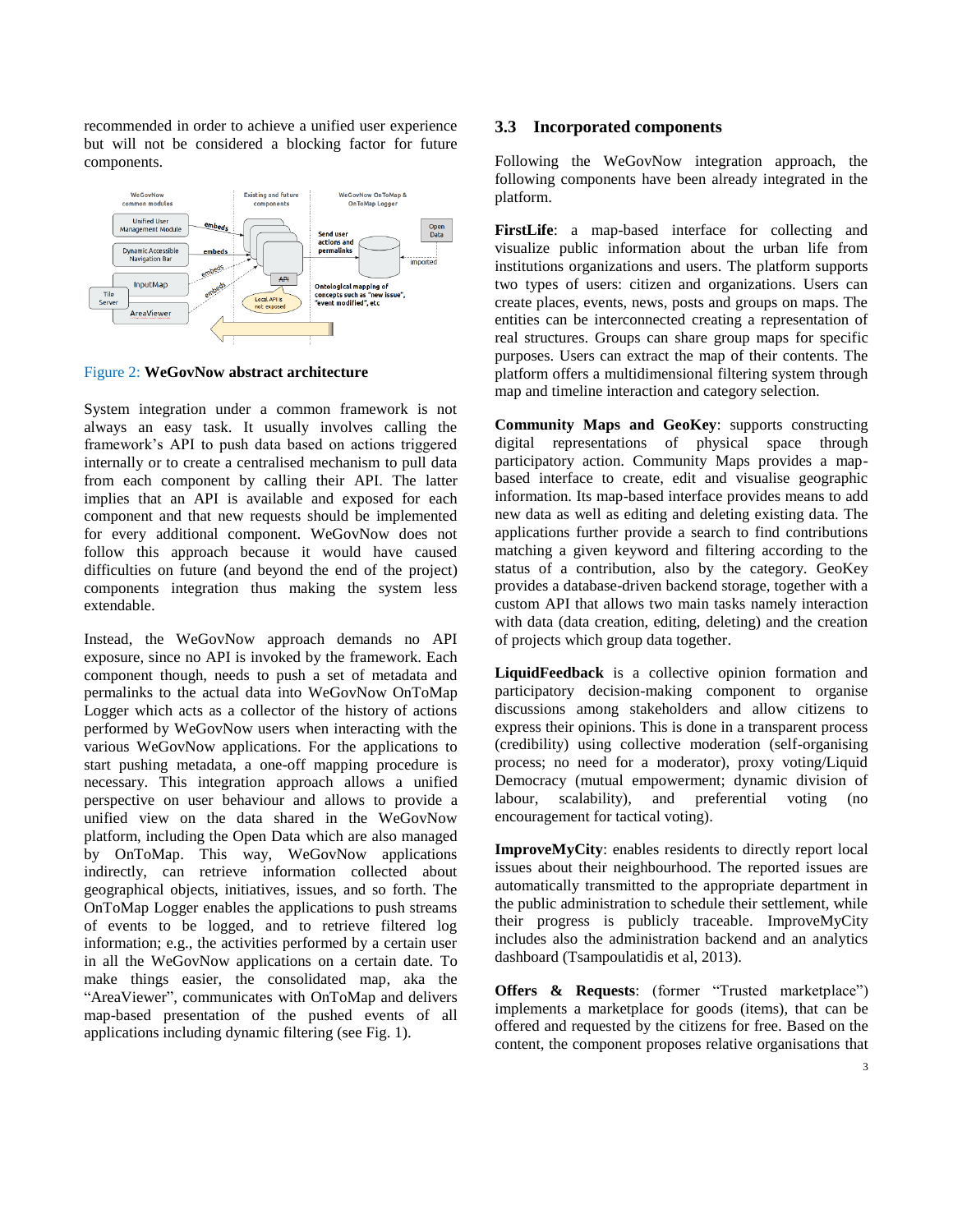recommended in order to achieve a unified user experience but will not be considered a blocking factor for future components.

Figure 2: **WeGovNow abstract architecture**

System integration under a common framework is not always an easy task. It usually involves calling the framework's API to push data based on actions triggered internally or to create a centralised mechanism to pull data from each component by calling their API. The latter implies that an API is available and exposed for each component and that new requests should be implemented for every additional component. WeGovNow does not follow this approach because it would have caused difficulties on future (and beyond the end of the project) components integration thus making the system less extendable.

Instead, the WeGovNow approach demands no API exposure, since no API is invoked by the framework. Each component though, needs to push a set of metadata and permalinks to the actual data into WeGovNow OnToMap Logger which acts as a collector of the history of actions performed by WeGovNow users when interacting with the various WeGovNow applications. For the applications to start pushing metadata, a one-off mapping procedure is necessary. This integration approach allows a unified perspective on user behaviour and allows to provide a unified view on the data shared in the WeGovNow platform, including the Open Data which are also managed by OnToMap. This way, WeGovNow applications indirectly, can retrieve information collected about geographical objects, initiatives, issues, and so forth. The OnToMap Logger enables the applications to push streams of events to be logged, and to retrieve filtered log information; e.g., the activities performed by a certain user in all the WeGovNow applications on a certain date. To make things easier, the consolidated map, aka the "AreaViewer", communicates with OnToMap and delivers map-based presentation of the pushed events of all applications including dynamic filtering (see Fig. 1).

### 3.3 Incorporated components

Following the WeGovNow integration approach, the following components have been already integrated in the platform.

**FirstLife**: a map-based interface for collecting and visualize public information about the urban life from institutions organizations and users. The platform supports two types of users: citizen and organizations. Users can create places, events, news, posts and groups on maps. The entities can be interconnected creating a representation of real structures. Groups can share group maps for specific purposes. Users can extract the map of their contents. The platform offers a multidimensional filtering system through map and timeline interaction and category selection.

**Community Maps and GeoKey**: supports constructing digital representations of physical space through participatory action. Community Maps provides a map-based interface to create, edit and visualise geographic information. Its map-based interface provides means to add new data as well as editing and deleting existing data. The applications further provide a search to find contributions matching a given keyword and filtering according to the status of a contribution, also by the category. GeoKey provides a database-driven backend storage, together with a custom API that allows two main tasks namely interaction with data (data creation, editing, deleting) and the creation of projects which group data together.

**LiquidFeedback** is a collective opinion formation and participatory decision-making component to organise discussions among stakeholders and allow citizens to express their opinions. This is done in a transparent process (credibility) using collective moderation (self-organising process; no need for a moderator), proxy voting/Liquid Democracy (mutual empowerment; dynamic division of labour, scalability), and preferential voting (no encouragement for tactical voting).

**ImproveMyCity**: enables residents to directly report local issues about their neighbourhood. The reported issues are automatically transmitted to the appropriate department in the public administration to schedule their settlement, while their progress is publicly traceable. ImproveMyCity includes also the administration backend and an analytics dashboard (Tsampoulatidis et al, 2013).

**Offers & Requests**: (former "Trusted marketplace") implements a marketplace for goods (items), that can be offered and requested by the citizens for free. Based on the content, the component proposes relative organisations that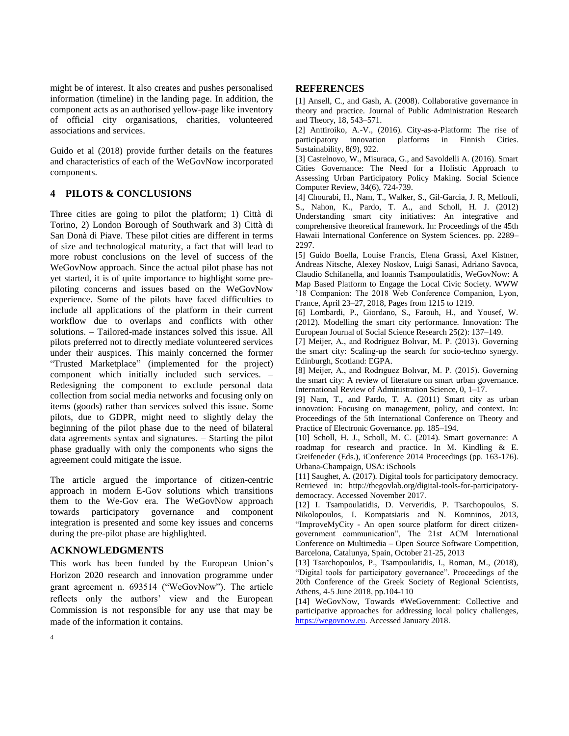might be of interest. It also creates and pushes personalised information (timeline) in the landing page. In addition, the component acts as an authorised yellow-page like inventory of official city organisations, charities, volunteered associations and services.

Guido et al (2018) provide further details on the features and characteristics of each of the WeGovNow incorporated components.

## 4 PILOTS & CONCLUSIONS

Three cities are going to pilot the platform; 1) Città di Torino, 2) London Borough of Southwark and 3) Città di San Donà di Piave. These pilot cities are different in terms of size and technological maturity, a fact that will lead to more robust conclusions on the level of success of the WeGovNow approach. Since the actual pilot phase has not yet started, it is of quite importance to highlight some pre-piloting concerns and issues based on the WeGovNow experience. Some of the pilots have faced difficulties to include all applications of the platform in their current workflow due to overlaps and conflicts with other solutions. – Tailored-made instances solved this issue. All pilots preferred not to directly mediate volunteered services under their auspices. This mainly concerned the former "Trusted Marketplace" (implemented for the project) component which initially included such services. – Redesigning the component to exclude personal data collection from social media networks and focusing only on items (goods) rather than services solved this issue. Some pilots, due to GDPR, might need to slightly delay the beginning of the pilot phase due to the need of bilateral data agreements syntax and signatures. – Starting the pilot phase gradually with only the components who signs the agreement could mitigate the issue.

The article argued the importance of citizen-centric approach in modern E-Gov solutions which transitions them to the We-Gov era. The WeGovNow approach towards participatory governance and component integration is presented and some key issues and concerns during the pre-pilot phase are highlighted.

## ACKNOWLEDGMENTS

This work has been funded by the European Union's Horizon 2020 research and innovation programme under grant agreement n. 693514 ("WeGovNow"). The article reflects only the authors' view and the European Commission is not responsible for any use that may be made of the information it contains.

## REFERENCES

[1] Ansell, C., and Gash, A. (2008). Collaborative governance in theory and practice. Journal of Public Administration Research and Theory, 18, 543–571.

[2] Anttiroiko, A.-V., (2016). City-as-a-Platform: The rise of participatory innovation platforms in Finnish Cities. Sustainability, 8(9), 922.

[3] Castelnovo, W., Misuraca, G., and Savoldelli A. (2016). Smart Cities Governance: The Need for a Holistic Approach to Assessing Urban Participatory Policy Making. Social Science Computer Review, 34(6), 724-739.

[4] Chourabi, H., Nam, T., Walker, S., Gil-Garcia, J. R, Mellouli, S., Nahon, K., Pardo, T. A., and Scholl, H. J. (2012) Understanding smart city initiatives: An integrative and comprehensive theoretical framework. In: Proceedings of the 45th Hawaii International Conference on System Sciences. pp. 2289–2297.

[5] Guido Boella, Louise Francis, Elena Grassi, Axel Kistner, Andreas Nitsche, Alexey Noskov, Luigi Sanasi, Adriano Savoca, Claudio Schifanella, and Ioannis Tsampoulatidis, WeGovNow: A Map Based Platform to Engage the Local Civic Society. WWW '18 Companion: The 2018 Web Conference Companion, Lyon, France, April 23–27, 2018, Pages from 1215 to 1219.

[6] Lombardi, P., Giordano, S., Farouh, H., and Yousef, W. (2012). Modelling the smart city performance. Innovation: The European Journal of Social Science Research 25(2): 137–149.

[7] Meijer, A., and Rodriguez Bolıvar, M. P. (2013). Governing the smart city: Scaling-up the search for socio-techno synergy. Edinburgh, Scotland: EGPA.

[8] Meijer, A., and Rodrıguez Bolıvar, M. P. (2015). Governing the smart city: A review of literature on smart urban governance. International Review of Administration Science, 0, 1–17.

[9] Nam, T., and Pardo, T. A. (2011) Smart city as urban innovation: Focusing on management, policy, and context. In: Proceedings of the 5th International Conference on Theory and Practice of Electronic Governance. pp. 185–194.

[10] Scholl, H. J., Scholl, M. C. (2014). Smart governance: A roadmap for research and practice. In M. Kindling & E. Greifeneder (Eds.), iConference 2014 Proceedings (pp. 163-176). Urbana-Champaign, USA: iSchools

[11] Saughet, A. (2017). Digital tools for participatory democracy. Retrieved in: http://thegovlab.org/digital-tools-for-participatory-democracy. Accessed November 2017.

[12] I. Tsampoulatidis, D. Ververidis, P. Tsarchopoulos, S. Nikolopoulos, I. Kompatsiaris and N. Komninos, 2013, "ImproveMyCity - An open source platform for direct citizen-government communication", The 21st ACM International Conference on Multimedia – Open Source Software Competition, Barcelona, Catalunya, Spain, October 21-25, 2013

[13] Tsarchopoulos, P., Tsampoulatidis, I., Roman, M., (2018), "Digital tools for participatory governance". Proceedings of the 20th Conference of the Greek Society of Regional Scientists, Athens, 4-5 June 2018, pp.104-110

[14] WeGovNow, Towards #WeGovernment: Collective and participative approaches for addressing local policy challenges, https://wegovnow.eu. Accessed January 2018.